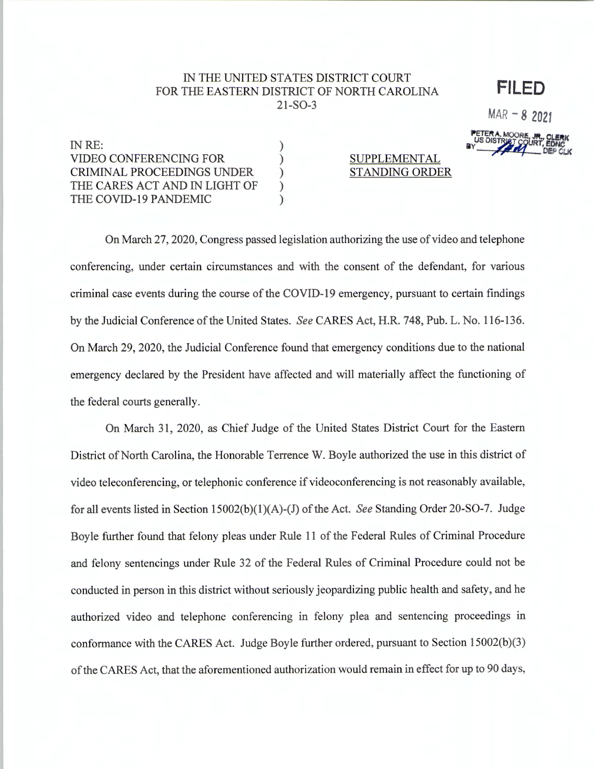IN THE UNITED STATES DISTRICT COURT
FOR THE EASTERN DISTRICT OF NORTH CAROLINA
21-SO-3

**FILED**

MAR - 8 2021

PETER A. MOORE, JR., CLERK
US DISTRICT COURT, EDNC
BY ______ DEP CLK

IN RE:
VIDEO CONFERENCING FOR CRIMINAL PROCEEDINGS UNDER THE CARES ACT AND IN LIGHT OF THE COVID-19 PANDEMIC

SUPPLEMENTAL STANDING ORDER

On March 27, 2020, Congress passed legislation authorizing the use of video and telephone conferencing, under certain circumstances and with the consent of the defendant, for various criminal case events during the course of the COVID-19 emergency, pursuant to certain findings by the Judicial Conference of the United States. *See* CARES Act, H.R. 748, Pub. L. No. 116-136. On March 29, 2020, the Judicial Conference found that emergency conditions due to the national emergency declared by the President have affected and will materially affect the functioning of the federal courts generally.

On March 31, 2020, as Chief Judge of the United States District Court for the Eastern District of North Carolina, the Honorable Terrence W. Boyle authorized the use in this district of video teleconferencing, or telephonic conference if videoconferencing is not reasonably available, for all events listed in Section 15002(b)(1)(A)-(J) of the Act. *See* Standing Order 20-SO-7. Judge Boyle further found that felony pleas under Rule 11 of the Federal Rules of Criminal Procedure and felony sentencings under Rule 32 of the Federal Rules of Criminal Procedure could not be conducted in person in this district without seriously jeopardizing public health and safety, and he authorized video and telephone conferencing in felony plea and sentencing proceedings in conformance with the CARES Act. Judge Boyle further ordered, pursuant to Section 15002(b)(3) of the CARES Act, that the aforementioned authorization would remain in effect for up to 90 days,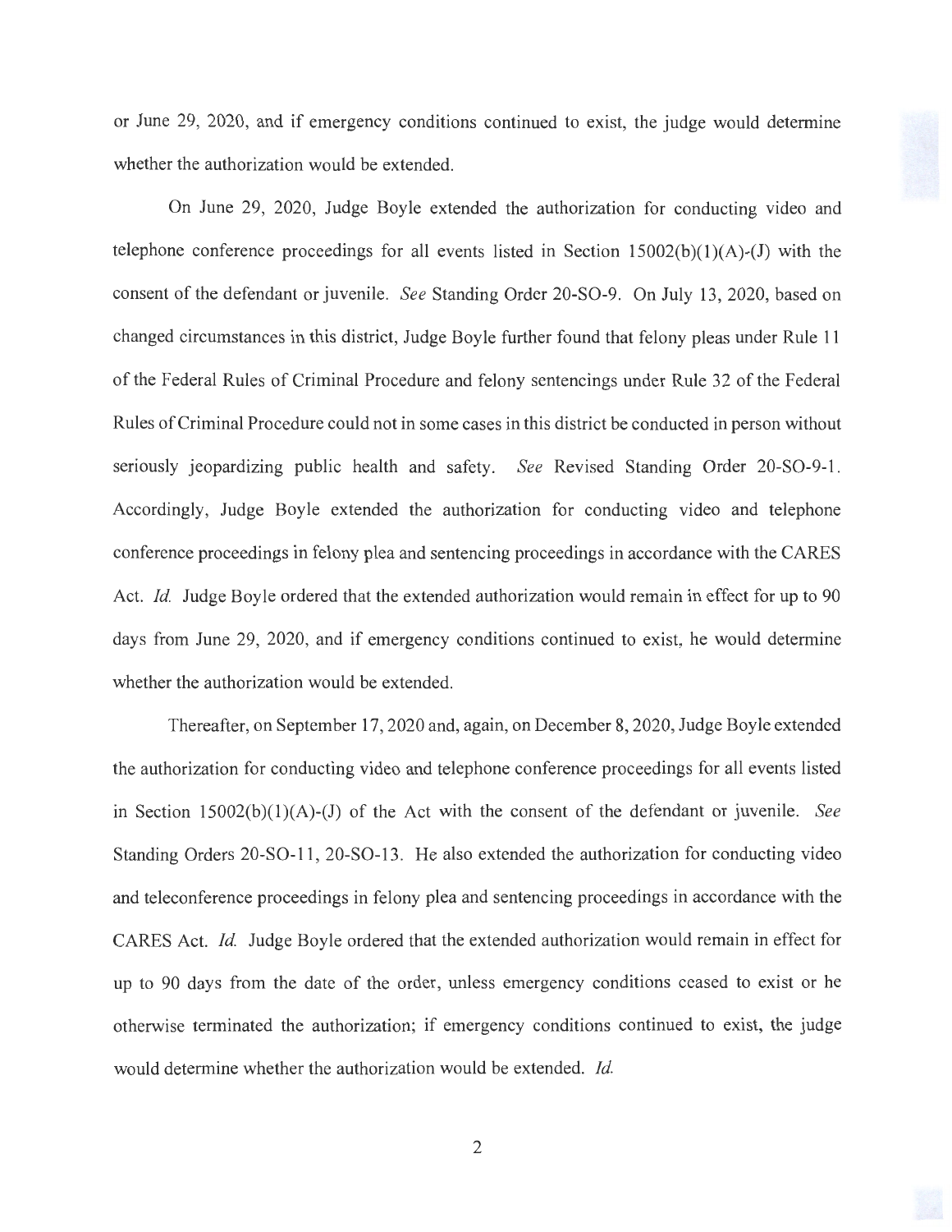or June 29, 2020, and if emergency conditions continued to exist, the judge would determine whether the authorization would be extended.

On June 29, 2020, Judge Boyle extended the authorization for conducting video and telephone conference proceedings for all events listed in Section 15002(b)(1)(A)-(J) with the consent of the defendant or juvenile. *See* Standing Order 20-SO-9. On July 13, 2020, based on changed circumstances in this district, Judge Boyle further found that felony pleas under Rule 11 of the Federal Rules of Criminal Procedure and felony sentencings under Rule 32 of the Federal Rules of Criminal Procedure could not in some cases in this district be conducted in person without seriously jeopardizing public health and safety. *See* Revised Standing Order 20-SO-9-1. Accordingly, Judge Boyle extended the authorization for conducting video and telephone conference proceedings in felony plea and sentencing proceedings in accordance with the CARES Act. *Id.* Judge Boyle ordered that the extended authorization would remain in effect for up to 90 days from June 29, 2020, and if emergency conditions continued to exist, he would determine whether the authorization would be extended.

Thereafter, on September 17, 2020 and, again, on December 8, 2020, Judge Boyle extended the authorization for conducting video and telephone conference proceedings for all events listed in Section 15002(b)(1)(A)-(J) of the Act with the consent of the defendant or juvenile. *See* Standing Orders 20-SO-11, 20-SO-13. He also extended the authorization for conducting video and teleconference proceedings in felony plea and sentencing proceedings in accordance with the CARES Act. *Id.* Judge Boyle ordered that the extended authorization would remain in effect for up to 90 days from the date of the order, unless emergency conditions ceased to exist or he otherwise terminated the authorization; if emergency conditions continued to exist, the judge would determine whether the authorization would be extended. *Id.*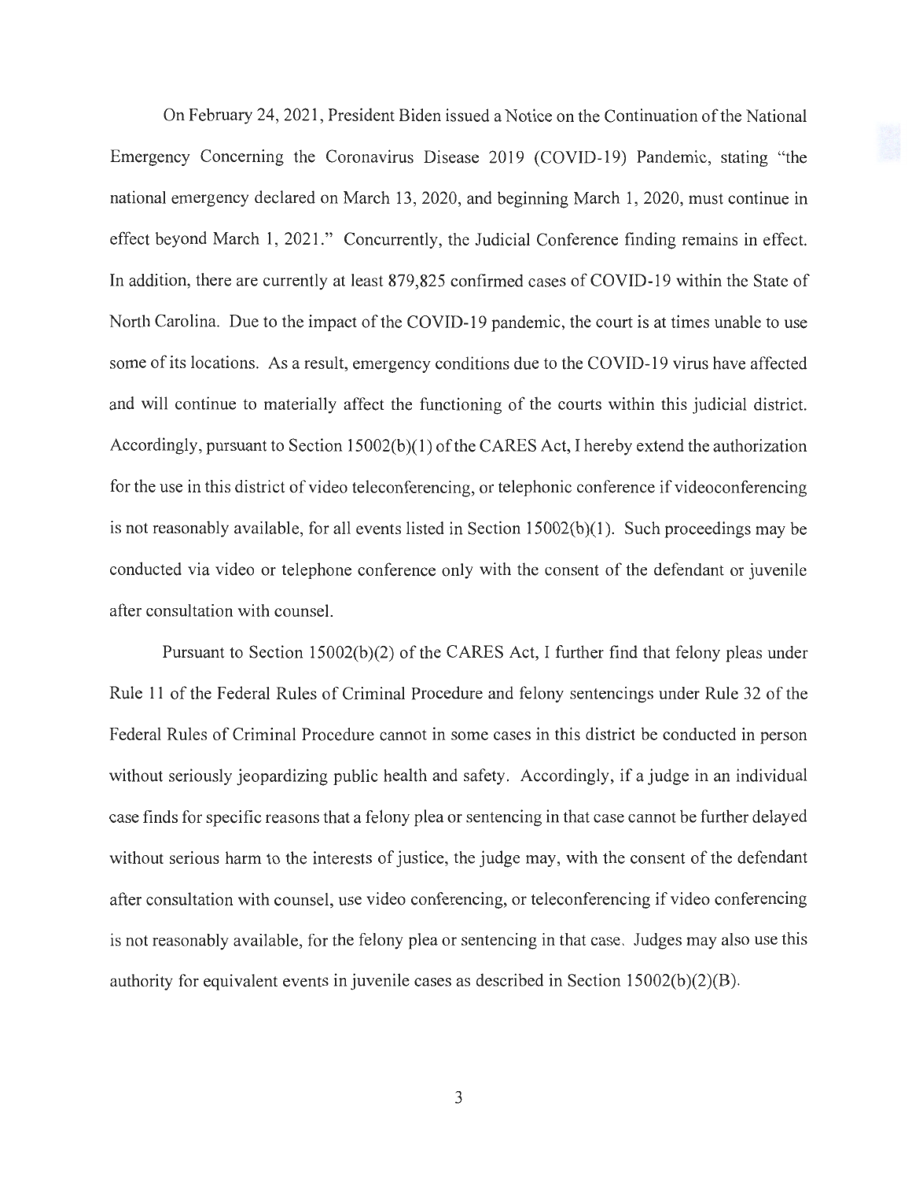On February 24, 2021, President Biden issued a Notice on the Continuation of the National Emergency Concerning the Coronavirus Disease 2019 (COVID-19) Pandemic, stating "the national emergency declared on March 13, 2020, and beginning March 1, 2020, must continue in effect beyond March 1, 2021." Concurrently, the Judicial Conference finding remains in effect. In addition, there are currently at least 879,825 confirmed cases of COVID-19 within the State of North Carolina. Due to the impact of the COVID-19 pandemic, the court is at times unable to use some of its locations. As a result, emergency conditions due to the COVID-19 virus have affected and will continue to materially affect the functioning of the courts within this judicial district. Accordingly, pursuant to Section 15002(b)(1) of the CARES Act, I hereby extend the authorization for the use in this district of video teleconferencing, or telephonic conference if videoconferencing is not reasonably available, for all events listed in Section 15002(b)(1). Such proceedings may be conducted via video or telephone conference only with the consent of the defendant or juvenile after consultation with counsel.

Pursuant to Section 15002(b)(2) of the CARES Act, I further find that felony pleas under Rule 11 of the Federal Rules of Criminal Procedure and felony sentencings under Rule 32 of the Federal Rules of Criminal Procedure cannot in some cases in this district be conducted in person without seriously jeopardizing public health and safety. Accordingly, if a judge in an individual case finds for specific reasons that a felony plea or sentencing in that case cannot be further delayed without serious harm to the interests of justice, the judge may, with the consent of the defendant after consultation with counsel, use video conferencing, or teleconferencing if video conferencing is not reasonably available, for the felony plea or sentencing in that case. Judges may also use this authority for equivalent events in juvenile cases as described in Section 15002(b)(2)(B).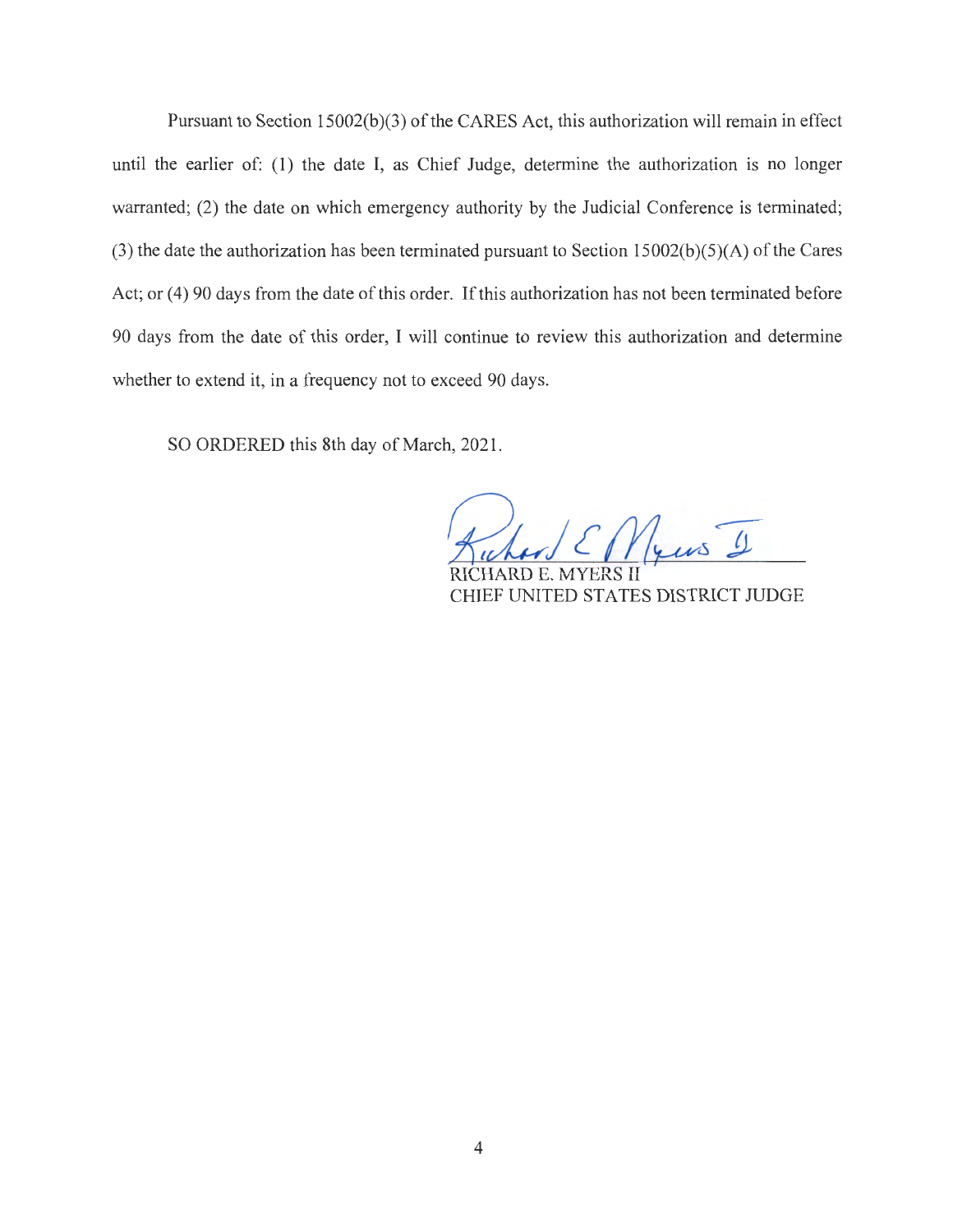Pursuant to Section 15002(b)(3) of the CARES Act, this authorization will remain in effect until the earlier of: (1) the date I, as Chief Judge, determine the authorization is no longer warranted; (2) the date on which emergency authority by the Judicial Conference is terminated; (3) the date the authorization has been terminated pursuant to Section 15002(b)(5)(A) of the Cares Act; or (4) 90 days from the date of this order. If this authorization has not been terminated before 90 days from the date of this order, I will continue to review this authorization and determine whether to extend it, in a frequency not to exceed 90 days.

SO ORDERED this 8th day of March, 2021.

Richard E. Myers II

RICHARD E. MYERS II
CHIEF UNITED STATES DISTRICT JUDGE